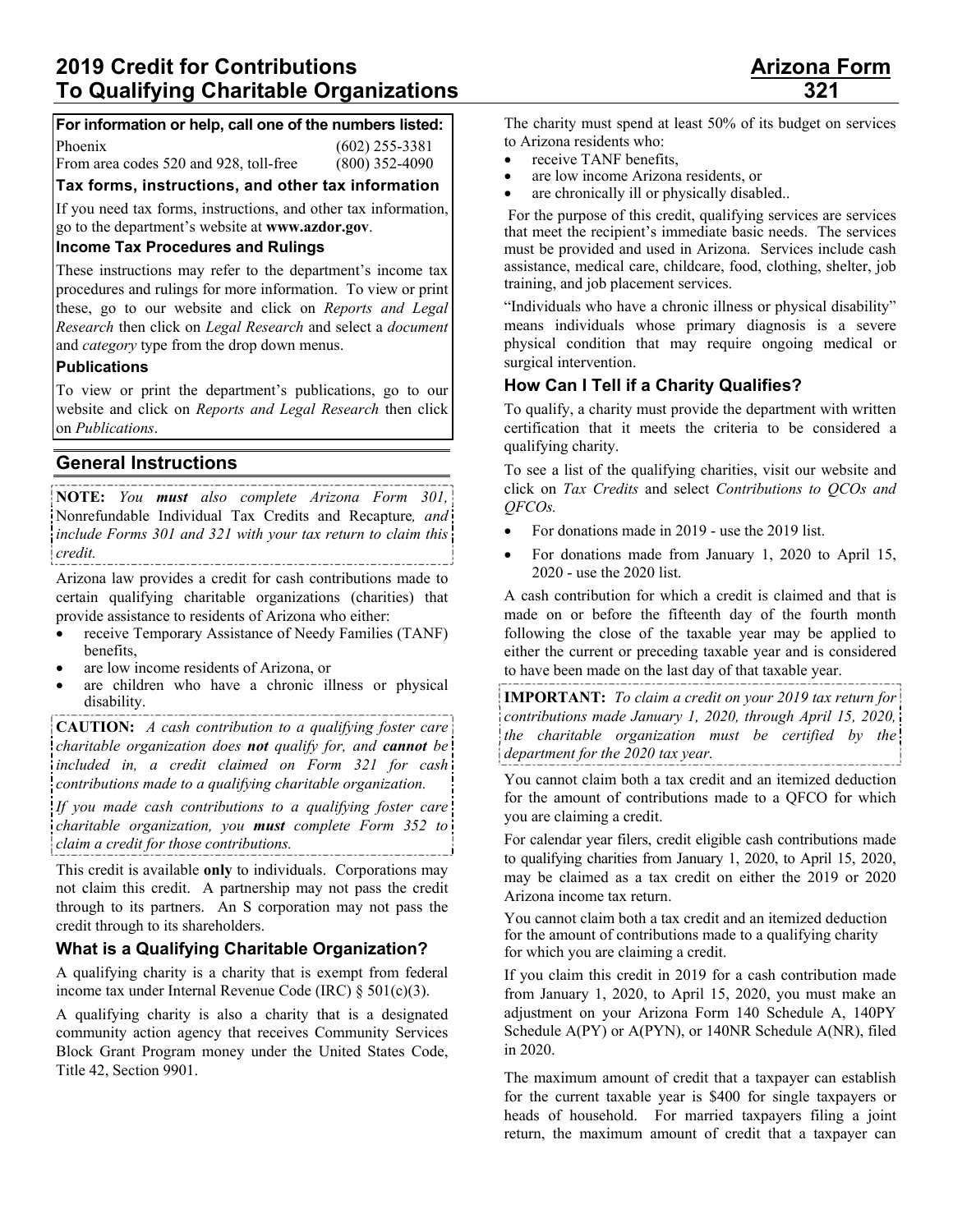# 2019 Credit for Contributions To Qualifying Charitable Organizations

# Arizona Form 321

**For information or help, call one of the numbers listed:**

| | |
|---|---|
| Phoenix | (602) 255-3381 |
| From area codes 520 and 928, toll-free | (800) 352-4090 |

**Tax forms, instructions, and other tax information**

If you need tax forms, instructions, and other tax information, go to the department's website at **www.azdor.gov**.

**Income Tax Procedures and Rulings**

These instructions may refer to the department's income tax procedures and rulings for more information. To view or print these, go to our website and click on *Reports and Legal Research* then click on *Legal Research* and select a *document* and *category* type from the drop down menus.

**Publications**

To view or print the department's publications, go to our website and click on *Reports and Legal Research* then click on *Publications*.

## General Instructions

**NOTE:** *You **must** also complete Arizona Form 301,* Nonrefundable Individual Tax Credits and Recapture*, and include Forms 301 and 321 with your tax return to claim this credit.*

Arizona law provides a credit for cash contributions made to certain qualifying charitable organizations (charities) that provide assistance to residents of Arizona who either:

- receive Temporary Assistance of Needy Families (TANF) benefits,
- are low income residents of Arizona, or
- are children who have a chronic illness or physical disability.

**CAUTION:** *A cash contribution to a qualifying foster care charitable organization does **not** qualify for, and **cannot** be included in, a credit claimed on Form 321 for cash contributions made to a qualifying charitable organization.*

*If you made cash contributions to a qualifying foster care charitable organization, you **must** complete Form 352 to claim a credit for those contributions.*

This credit is available **only** to individuals. Corporations may not claim this credit. A partnership may not pass the credit through to its partners. An S corporation may not pass the credit through to its shareholders.

### What is a Qualifying Charitable Organization?

A qualifying charity is a charity that is exempt from federal income tax under Internal Revenue Code (IRC) § 501(c)(3).

A qualifying charity is also a charity that is a designated community action agency that receives Community Services Block Grant Program money under the United States Code, Title 42, Section 9901.

The charity must spend at least 50% of its budget on services to Arizona residents who:

- receive TANF benefits,
- are low income Arizona residents, or
- are chronically ill or physically disabled..

For the purpose of this credit, qualifying services are services that meet the recipient's immediate basic needs. The services must be provided and used in Arizona. Services include cash assistance, medical care, childcare, food, clothing, shelter, job training, and job placement services.

"Individuals who have a chronic illness or physical disability" means individuals whose primary diagnosis is a severe physical condition that may require ongoing medical or surgical intervention.

### How Can I Tell if a Charity Qualifies?

To qualify, a charity must provide the department with written certification that it meets the criteria to be considered a qualifying charity.

To see a list of the qualifying charities, visit our website and click on *Tax Credits* and select *Contributions to QCOs and QFCOs.*

- For donations made in 2019 - use the 2019 list.
- For donations made from January 1, 2020 to April 15, 2020 - use the 2020 list.

A cash contribution for which a credit is claimed and that is made on or before the fifteenth day of the fourth month following the close of the taxable year may be applied to either the current or preceding taxable year and is considered to have been made on the last day of that taxable year.

**IMPORTANT:** *To claim a credit on your 2019 tax return for contributions made January 1, 2020, through April 15, 2020, the charitable organization must be certified by the department for the 2020 tax year.*

You cannot claim both a tax credit and an itemized deduction for the amount of contributions made to a QFCO for which you are claiming a credit.

For calendar year filers, credit eligible cash contributions made to qualifying charities from January 1, 2020, to April 15, 2020, may be claimed as a tax credit on either the 2019 or 2020 Arizona income tax return.

You cannot claim both a tax credit and an itemized deduction for the amount of contributions made to a qualifying charity for which you are claiming a credit.

If you claim this credit in 2019 for a cash contribution made from January 1, 2020, to April 15, 2020, you must make an adjustment on your Arizona Form 140 Schedule A, 140PY Schedule A(PY) or A(PYN), or 140NR Schedule A(NR), filed in 2020.

The maximum amount of credit that a taxpayer can establish for the current taxable year is $400 for single taxpayers or heads of household. For married taxpayers filing a joint return, the maximum amount of credit that a taxpayer can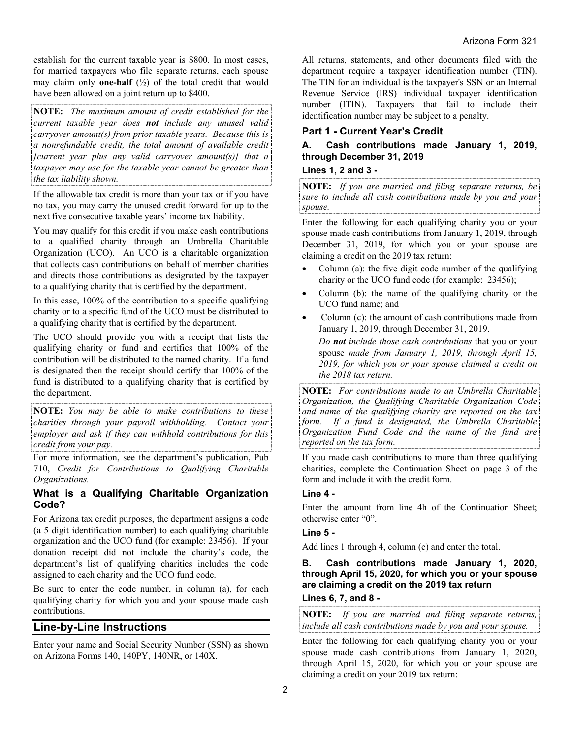establish for the current taxable year is $800. In most cases, for married taxpayers who file separate returns, each spouse may claim only **one-half** (½) of the total credit that would have been allowed on a joint return up to $400.

**NOTE:** *The maximum amount of credit established for the current taxable year does **not** include any unused valid carryover amount(s) from prior taxable years. Because this is a nonrefundable credit, the total amount of available credit [current year plus any valid carryover amount(s)] that a taxpayer may use for the taxable year cannot be greater than the tax liability shown.*

If the allowable tax credit is more than your tax or if you have no tax, you may carry the unused credit forward for up to the next five consecutive taxable years' income tax liability.

You may qualify for this credit if you make cash contributions to a qualified charity through an Umbrella Charitable Organization (UCO). An UCO is a charitable organization that collects cash contributions on behalf of member charities and directs those contributions as designated by the taxpayer to a qualifying charity that is certified by the department.

In this case, 100% of the contribution to a specific qualifying charity or to a specific fund of the UCO must be distributed to a qualifying charity that is certified by the department.

The UCO should provide you with a receipt that lists the qualifying charity or fund and certifies that 100% of the contribution will be distributed to the named charity. If a fund is designated then the receipt should certify that 100% of the fund is distributed to a qualifying charity that is certified by the department.

**NOTE:** *You may be able to make contributions to these charities through your payroll withholding. Contact your employer and ask if they can withhold contributions for this credit from your pay.*

For more information, see the department's publication, Pub 710, *Credit for Contributions to Qualifying Charitable Organizations.*

### What is a Qualifying Charitable Organization Code?

For Arizona tax credit purposes, the department assigns a code (a 5 digit identification number) to each qualifying charitable organization and the UCO fund (for example: 23456). If your donation receipt did not include the charity's code, the department's list of qualifying charities includes the code assigned to each charity and the UCO fund code.

Be sure to enter the code number, in column (a), for each qualifying charity for which you and your spouse made cash contributions.

## Line-by-Line Instructions

Enter your name and Social Security Number (SSN) as shown on Arizona Forms 140, 140PY, 140NR, or 140X.

All returns, statements, and other documents filed with the department require a taxpayer identification number (TIN). The TIN for an individual is the taxpayer's SSN or an Internal Revenue Service (IRS) individual taxpayer identification number (ITIN). Taxpayers that fail to include their identification number may be subject to a penalty.

### Part 1 - Current Year's Credit

#### A. Cash contributions made January 1, 2019, through December 31, 2019

#### Lines 1, 2 and 3 -

**NOTE:** *If you are married and filing separate returns, be sure to include all cash contributions made by you and your spouse.*

Enter the following for each qualifying charity you or your spouse made cash contributions from January 1, 2019, through December 31, 2019, for which you or your spouse are claiming a credit on the 2019 tax return:

- Column (a): the five digit code number of the qualifying charity or the UCO fund code (for example: 23456);
- Column (b): the name of the qualifying charity or the UCO fund name; and
- Column (c): the amount of cash contributions made from January 1, 2019, through December 31, 2019.

  *Do **not** include those cash contributions* that you or your spouse *made from January 1, 2019, through April 15, 2019, for which you or your spouse claimed a credit on the 2018 tax return.*

**NOTE:** *For contributions made to an Umbrella Charitable Organization, the Qualifying Charitable Organization Code and name of the qualifying charity are reported on the tax form. If a fund is designated, the Umbrella Charitable Organization Fund Code and the name of the fund are reported on the tax form.*

If you made cash contributions to more than three qualifying charities, complete the Continuation Sheet on page 3 of the form and include it with the credit form.

#### Line 4 -

Enter the amount from line 4h of the Continuation Sheet; otherwise enter "0".

#### Line 5 -

Add lines 1 through 4, column (c) and enter the total.

#### B. Cash contributions made January 1, 2020, through April 15, 2020, for which you or your spouse are claiming a credit on the 2019 tax return

#### Lines 6, 7, and 8 -

**NOTE:** *If you are married and filing separate returns, include all cash contributions made by you and your spouse.*

Enter the following for each qualifying charity you or your spouse made cash contributions from January 1, 2020, through April 15, 2020, for which you or your spouse are claiming a credit on your 2019 tax return: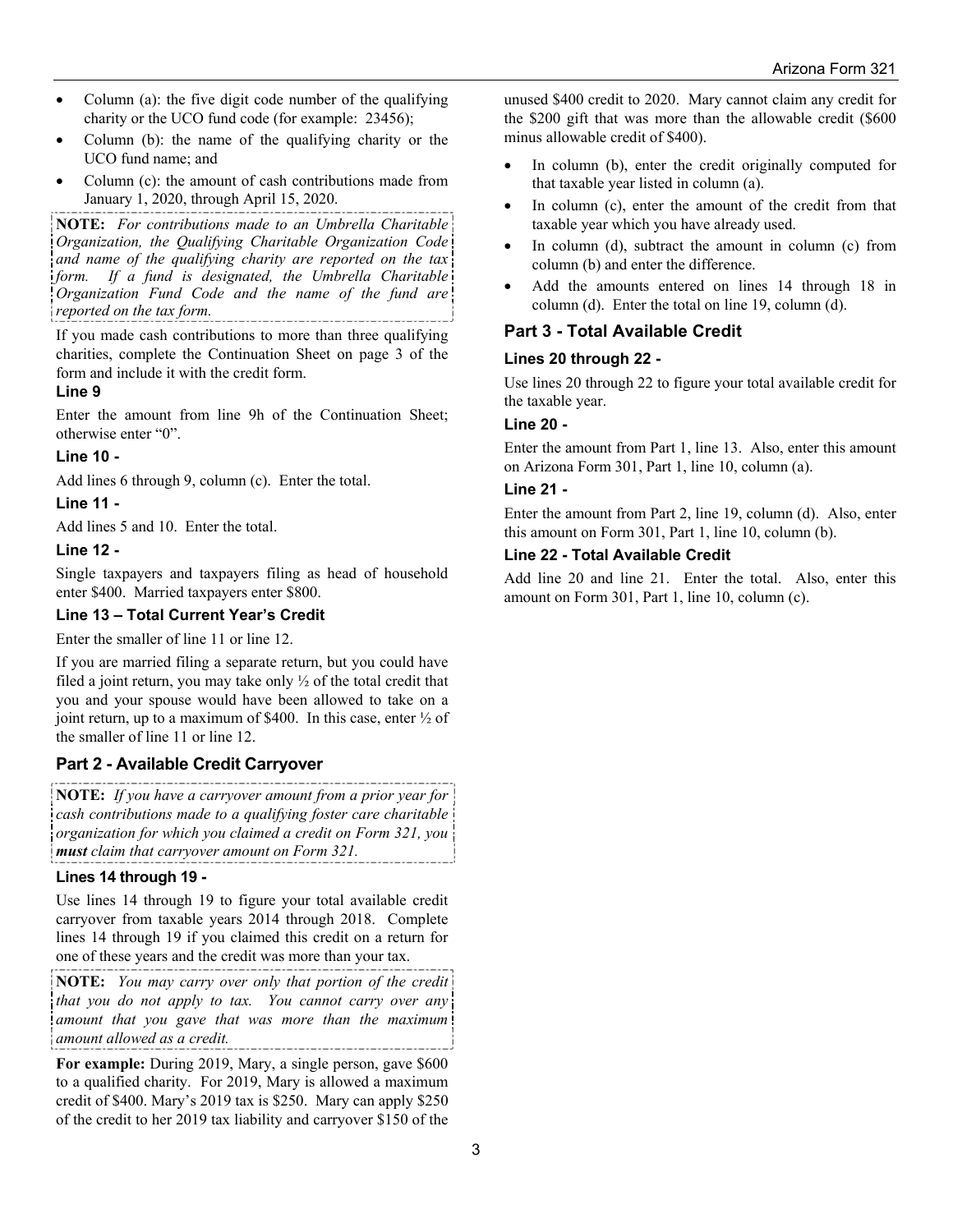- Column (a): the five digit code number of the qualifying charity or the UCO fund code (for example: 23456);
- Column (b): the name of the qualifying charity or the UCO fund name; and
- Column (c): the amount of cash contributions made from January 1, 2020, through April 15, 2020.

> **NOTE:** *For contributions made to an Umbrella Charitable Organization, the Qualifying Charitable Organization Code and name of the qualifying charity are reported on the tax form. If a fund is designated, the Umbrella Charitable Organization Fund Code and the name of the fund are reported on the tax form.*

If you made cash contributions to more than three qualifying charities, complete the Continuation Sheet on page 3 of the form and include it with the credit form.

### Line 9

Enter the amount from line 9h of the Continuation Sheet; otherwise enter "0".

### Line 10 -

Add lines 6 through 9, column (c). Enter the total.

### Line 11 -

Add lines 5 and 10. Enter the total.

### Line 12 -

Single taxpayers and taxpayers filing as head of household enter $400. Married taxpayers enter $800.

### Line 13 – Total Current Year's Credit

Enter the smaller of line 11 or line 12.

If you are married filing a separate return, but you could have filed a joint return, you may take only ½ of the total credit that you and your spouse would have been allowed to take on a joint return, up to a maximum of $400. In this case, enter ½ of the smaller of line 11 or line 12.

## Part 2 - Available Credit Carryover

> **NOTE:** *If you have a carryover amount from a prior year for cash contributions made to a qualifying foster care charitable organization for which you claimed a credit on Form 321, you **must** claim that carryover amount on Form 321.*

### Lines 14 through 19 -

Use lines 14 through 19 to figure your total available credit carryover from taxable years 2014 through 2018. Complete lines 14 through 19 if you claimed this credit on a return for one of these years and the credit was more than your tax.

> **NOTE:** *You may carry over only that portion of the credit that you do not apply to tax. You cannot carry over any amount that you gave that was more than the maximum amount allowed as a credit.*

**For example:** During 2019, Mary, a single person, gave $600 to a qualified charity. For 2019, Mary is allowed a maximum credit of $400. Mary's 2019 tax is $250. Mary can apply $250 of the credit to her 2019 tax liability and carryover $150 of the unused $400 credit to 2020. Mary cannot claim any credit for the $200 gift that was more than the allowable credit ($600 minus allowable credit of $400).

- In column (b), enter the credit originally computed for that taxable year listed in column (a).
- In column (c), enter the amount of the credit from that taxable year which you have already used.
- In column (d), subtract the amount in column (c) from column (b) and enter the difference.
- Add the amounts entered on lines 14 through 18 in column (d). Enter the total on line 19, column (d).

## Part 3 - Total Available Credit

### Lines 20 through 22 -

Use lines 20 through 22 to figure your total available credit for the taxable year.

### Line 20 -

Enter the amount from Part 1, line 13. Also, enter this amount on Arizona Form 301, Part 1, line 10, column (a).

### Line 21 -

Enter the amount from Part 2, line 19, column (d). Also, enter this amount on Form 301, Part 1, line 10, column (b).

### Line 22 - Total Available Credit

Add line 20 and line 21. Enter the total. Also, enter this amount on Form 301, Part 1, line 10, column (c).